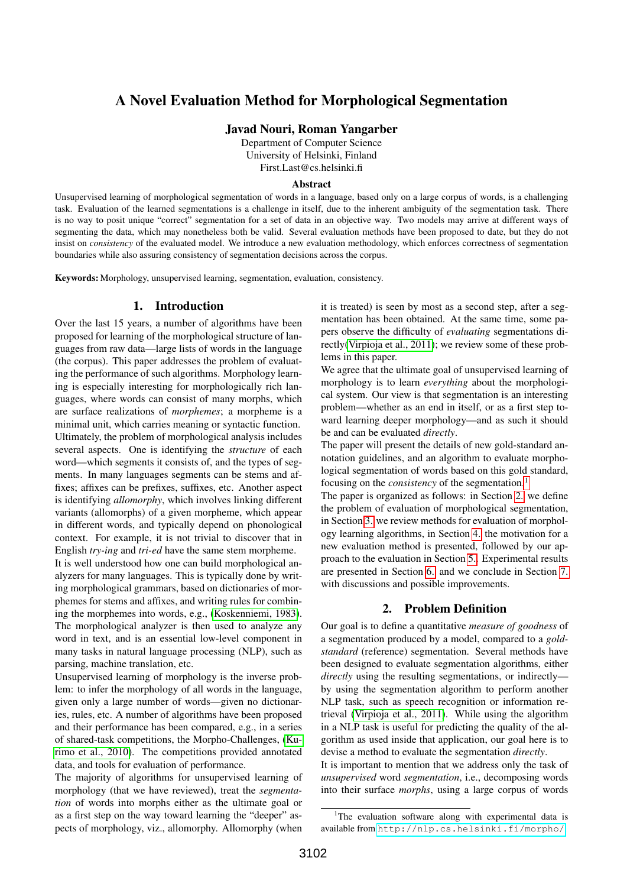# A Novel Evaluation Method for Morphological Segmentation

**Javad Nouri, Roman Yangarber**

Department of Computer Science
University of Helsinki, Finland
First.Last@cs.helsinki.fi

### Abstract

Unsupervised learning of morphological segmentation of words in a language, based only on a large corpus of words, is a challenging task. Evaluation of the learned segmentations is a challenge in itself, due to the inherent ambiguity of the segmentation task. There is no way to posit unique "correct" segmentation for a set of data in an objective way. Two models may arrive at different ways of segmenting the data, which may nonetheless both be valid. Several evaluation methods have been proposed to date, but they do not insist on *consistency* of the evaluated model. We introduce a new evaluation methodology, which enforces correctness of segmentation boundaries while also assuring consistency of segmentation decisions across the corpus.

**Keywords:** Morphology, unsupervised learning, segmentation, evaluation, consistency.

## 1. Introduction

Over the last 15 years, a number of algorithms have been proposed for learning of the morphological structure of languages from raw data—large lists of words in the language (the corpus). This paper addresses the problem of evaluating the performance of such algorithms. Morphology learning is especially interesting for morphologically rich languages, where words can consist of many morphs, which are surface realizations of *morphemes*; a morpheme is a minimal unit, which carries meaning or syntactic function. Ultimately, the problem of morphological analysis includes several aspects. One is identifying the *structure* of each word—which segments it consists of, and the types of segments. In many languages segments can be stems and affixes; affixes can be prefixes, suffixes, etc. Another aspect is identifying *allomorphy*, which involves linking different variants (allomorphs) of a given morpheme, which appear in different words, and typically depend on phonological context. For example, it is not trivial to discover that in English *try-ing* and *tri-ed* have the same stem morpheme.

It is well understood how one can build morphological analyzers for many languages. This is typically done by writing morphological grammars, based on dictionaries of morphemes for stems and affixes, and writing rules for combining the morphemes into words, e.g., (Koskenniemi, 1983). The morphological analyzer is then used to analyze any word in text, and is an essential low-level component in many tasks in natural language processing (NLP), such as parsing, machine translation, etc.

Unsupervised learning of morphology is the inverse problem: to infer the morphology of all words in the language, given only a large number of words—given no dictionaries, rules, etc. A number of algorithms have been proposed and their performance has been compared, e.g., in a series of shared-task competitions, the Morpho-Challenges, (Kurimo et al., 2010). The competitions provided annotated data, and tools for evaluation of performance.

The majority of algorithms for unsupervised learning of morphology (that we have reviewed), treat the *segmentation* of words into morphs either as the ultimate goal or as a first step on the way toward learning the "deeper" aspects of morphology, viz., allomorphy. Allomorphy (when it is treated) is seen by most as a second step, after a segmentation has been obtained. At the same time, some papers observe the difficulty of *evaluating* segmentations directly(Virpioja et al., 2011); we review some of these problems in this paper.

We agree that the ultimate goal of unsupervised learning of morphology is to learn *everything* about the morphological system. Our view is that segmentation is an interesting problem—whether as an end in itself, or as a first step toward learning deeper morphology—and as such it should be and can be evaluated *directly*.

The paper will present the details of new gold-standard annotation guidelines, and an algorithm to evaluate morphological segmentation of words based on this gold standard, focusing on the *consistency* of the segmentation.[1]

The paper is organized as follows: in Section 2. we define the problem of evaluation of morphological segmentation, in Section 3. we review methods for evaluation of morphology learning algorithms, in Section 4. the motivation for a new evaluation method is presented, followed by our approach to the evaluation in Section 5. Experimental results are presented in Section 6. and we conclude in Section 7. with discussions and possible improvements.

## 2. Problem Definition

Our goal is to define a quantitative *measure of goodness* of a segmentation produced by a model, compared to a *gold-standard* (reference) segmentation. Several methods have been designed to evaluate segmentation algorithms, either *directly* using the resulting segmentations, or indirectly—by using the segmentation algorithm to perform another NLP task, such as speech recognition or information retrieval (Virpioja et al., 2011). While using the algorithm in a NLP task is useful for predicting the quality of the algorithm as used inside that application, our goal here is to devise a method to evaluate the segmentation *directly*.

It is important to mention that we address only the task of *unsupervised* word *segmentation*, i.e., decomposing words into their surface *morphs*, using a large corpus of words

[1] The evaluation software along with experimental data is available from http://nlp.cs.helsinki.fi/morpho/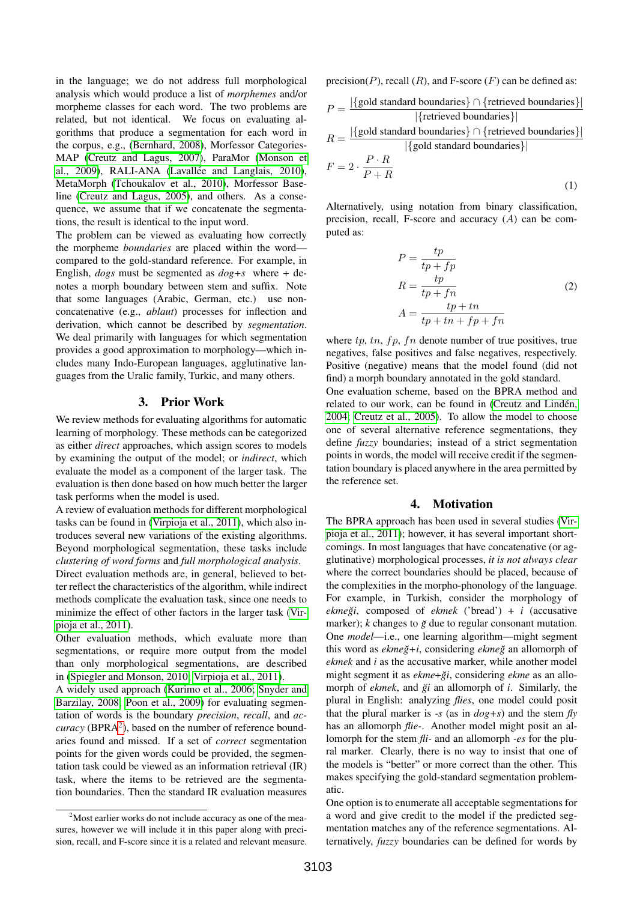in the language; we do not address full morphological analysis which would produce a list of *morphemes* and/or morpheme classes for each word. The two problems are related, but not identical. We focus on evaluating algorithms that produce a segmentation for each word in the corpus, e.g., (Bernhard, 2008), Morfessor Categories-MAP (Creutz and Lagus, 2007), ParaMor (Monson et al., 2009), RALI-ANA (Lavallée and Langlais, 2010), MetaMorph (Tchoukalov et al., 2010), Morfessor Baseline (Creutz and Lagus, 2005), and others. As a consequence, we assume that if we concatenate the segmentations, the result is identical to the input word.

The problem can be viewed as evaluating how correctly the morpheme *boundaries* are placed within the word—compared to the gold-standard reference. For example, in English, *dogs* must be segmented as *dog+s* where + denotes a morph boundary between stem and suffix. Note that some languages (Arabic, German, etc.) use non-concatenative (e.g., *ablaut*) processes for inflection and derivation, which cannot be described by *segmentation*. We deal primarily with languages for which segmentation provides a good approximation to morphology—which includes many Indo-European languages, agglutinative languages from the Uralic family, Turkic, and many others.

## 3. Prior Work

We review methods for evaluating algorithms for automatic learning of morphology. These methods can be categorized as either *direct* approaches, which assign scores to models by examining the output of the model; or *indirect*, which evaluate the model as a component of the larger task. The evaluation is then done based on how much better the larger task performs when the model is used.

A review of evaluation methods for different morphological tasks can be found in (Virpioja et al., 2011), which also introduces several new variations of the existing algorithms. Beyond morphological segmentation, these tasks include *clustering of word forms* and *full morphological analysis*.

Direct evaluation methods are, in general, believed to better reflect the characteristics of the algorithm, while indirect methods complicate the evaluation task, since one needs to minimize the effect of other factors in the larger task (Virpioja et al., 2011).

Other evaluation methods, which evaluate more than segmentations, or require more output from the model than only morphological segmentations, are described in (Spiegler and Monson, 2010; Virpioja et al., 2011).

A widely used approach (Kurimo et al., 2006; Snyder and Barzilay, 2008; Poon et al., 2009) for evaluating segmentation of words is the boundary *precision*, *recall*, and *accuracy* (BPRA[2]), based on the number of reference boundaries found and missed. If a set of *correct* segmentation points for the given words could be provided, the segmentation task could be viewed as an information retrieval (IR) task, where the items to be retrieved are the segmentation boundaries. Then the standard IR evaluation measures precision($P$), recall ($R$), and F-score ($F$) can be defined as:

$$
\begin{aligned}
P &= \frac{|\{\text{gold standard boundaries}\} \cap \{\text{retrieved boundaries}\}|}{|\{\text{retrieved boundaries}\}|} \\
R &= \frac{|\{\text{gold standard boundaries}\} \cap \{\text{retrieved boundaries}\}|}{|\{\text{gold standard boundaries}\}|} \\
F &= 2 \cdot \frac{P \cdot R}{P + R}
\end{aligned}
\tag{1}
$$

Alternatively, using notation from binary classification, precision, recall, F-score and accuracy ($A$) can be computed as:

$$
\begin{aligned}
P &= \frac{tp}{tp + fp} \\
R &= \frac{tp}{tp + fn} \\
A &= \frac{tp + tn}{tp + tn + fp + fn}
\end{aligned}
\tag{2}
$$

where $tp$, $tn$, $fp$, $fn$ denote number of true positives, true negatives, false positives and false negatives, respectively. Positive (negative) means that the model found (did not find) a morph boundary annotated in the gold standard.

One evaluation scheme, based on the BPRA method and related to our work, can be found in (Creutz and Lindén, 2004; Creutz et al., 2005). To allow the model to choose one of several alternative reference segmentations, they define *fuzzy* boundaries; instead of a strict segmentation points in words, the model will receive credit if the segmentation boundary is placed anywhere in the area permitted by the reference set.

## 4. Motivation

The BPRA approach has been used in several studies (Virpioja et al., 2011); however, it has several important shortcomings. In most languages that have concatenative (or agglutinative) morphological processes, *it is not always clear* where the correct boundaries should be placed, because of the complexities in the morpho-phonology of the language. For example, in Turkish, consider the morphology of *ekmeği*, composed of *ekmek* ('bread') + *i* (accusative marker); *k* changes to *ğ* due to regular consonant mutation. One *model*—i.e., one learning algorithm—might segment this word as *ekmeğ+i*, considering *ekmeğ* an allomorph of *ekmek* and *i* as the accusative marker, while another model might segment it as *ekme+ği*, considering *ekme* as an allomorph of *ekmek*, and *ği* an allomorph of *i*. Similarly, the plural in English: analyzing *flies*, one model could posit that the plural marker is *-s* (as in *dog+s*) and the stem *fly* has an allomorph *flie-*. Another model might posit an allomorph for the stem *fli-* and an allomorph *-es* for the plural marker. Clearly, there is no way to insist that one of the models is "better" or more correct than the other. This makes specifying the gold-standard segmentation problematic.

One option is to enumerate all acceptable segmentations for a word and give credit to the model if the predicted segmentation matches any of the reference segmentations. Alternatively, *fuzzy* boundaries can be defined for words by

[2] Most earlier works do not include accuracy as one of the measures, however we will include it in this paper along with precision, recall, and F-score since it is a related and relevant measure.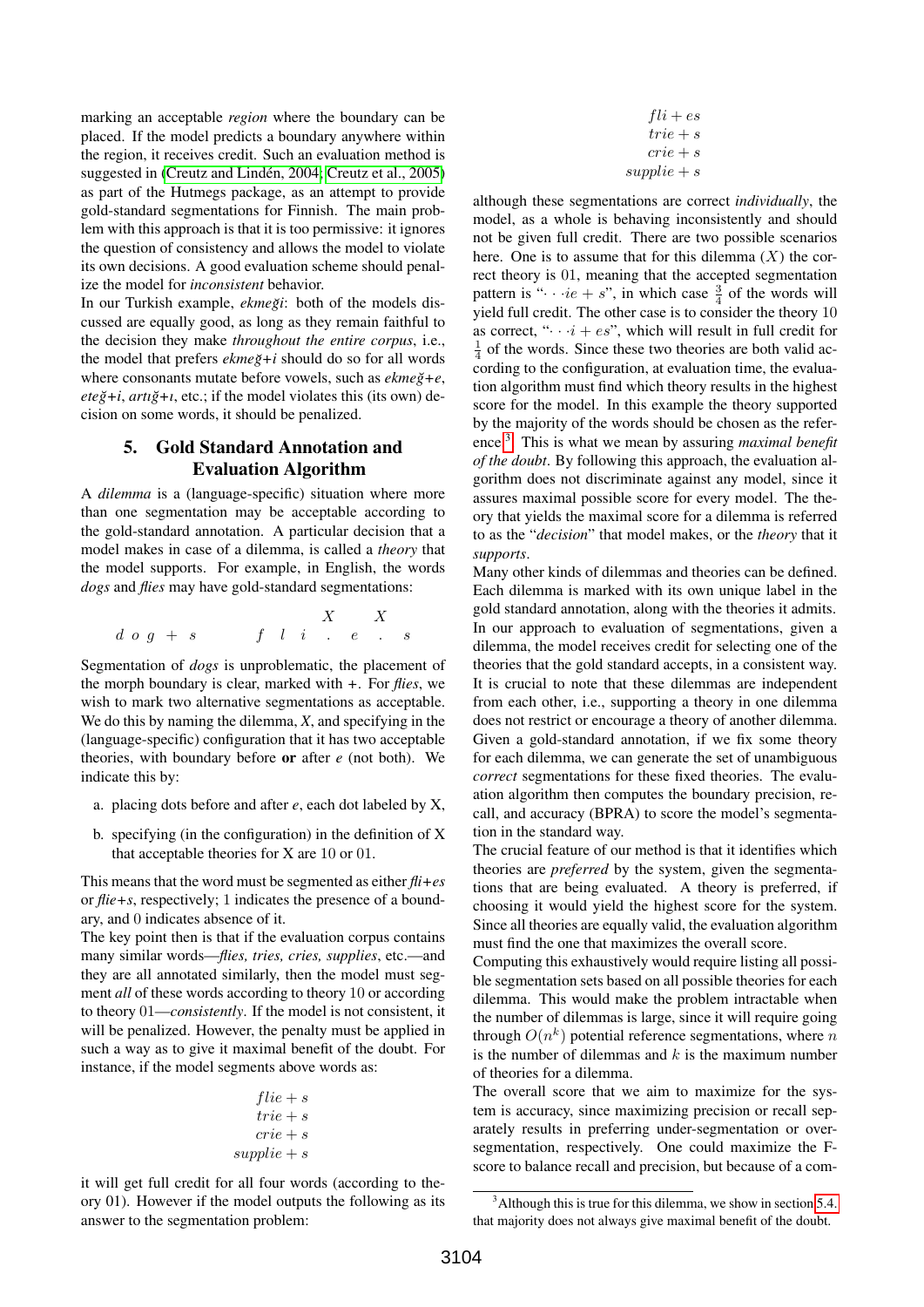marking an acceptable *region* where the boundary can be placed. If the model predicts a boundary anywhere within the region, it receives credit. Such an evaluation method is suggested in (Creutz and Lindén, 2004; Creutz et al., 2005) as part of the Hutmegs package, as an attempt to provide gold-standard segmentations for Finnish. The main problem with this approach is that it is too permissive: it ignores the question of consistency and allows the model to violate its own decisions. A good evaluation scheme should penalize the model for *inconsistent* behavior.

In our Turkish example, *ekmeği*: both of the models discussed are equally good, as long as they remain faithful to the decision they make *throughout the entire corpus*, i.e., the model that prefers *ekmeğ+i* should do so for all words where consonants mutate before vowels, such as *ekmeğ+e*, *eteğ+i*, *artığ+ı*, etc.; if the model violates this (its own) decision on some words, it should be penalized.

## 5. Gold Standard Annotation and Evaluation Algorithm

A *dilemma* is a (language-specific) situation where more than one segmentation may be acceptable according to the gold-standard annotation. A particular decision that a model makes in case of a dilemma, is called a *theory* that the model supports. For example, in English, the words *dogs* and *flies* may have gold-standard segmentations:

$$d\ o\ g\ +\ s \qquad f\ \ l\ \ i\ \overset{X}{.}\ e\ \overset{X}{.}\ s$$

Segmentation of *dogs* is unproblematic, the placement of the morph boundary is clear, marked with +. For *flies*, we wish to mark two alternative segmentations as acceptable. We do this by naming the dilemma, *X*, and specifying in the (language-specific) configuration that it has two acceptable theories, with boundary before **or** after *e* (not both). We indicate this by:

a. placing dots before and after *e*, each dot labeled by X,

b. specifying (in the configuration) in the definition of X that acceptable theories for X are 10 or 01.

This means that the word must be segmented as either *fli+es* or *flie+s*, respectively; 1 indicates the presence of a boundary, and 0 indicates absence of it.

The key point then is that if the evaluation corpus contains many similar words—*flies, tries, cries, supplies*, etc.—and they are all annotated similarly, then the model must segment *all* of these words according to theory 10 or according to theory 01—*consistently*. If the model is not consistent, it will be penalized. However, the penalty must be applied in such a way as to give it maximal benefit of the doubt. For instance, if the model segments above words as:

$$\begin{gathered} flie+s \\ trie+s \\ crie+s \\ supplie+s \end{gathered}$$

it will get full credit for all four words (according to theory 01). However if the model outputs the following as its answer to the segmentation problem:

$$\begin{gathered} fli+es \\ trie+s \\ crie+s \\ supplie+s \end{gathered}$$

although these segmentations are correct *individually*, the model, as a whole is behaving inconsistently and should not be given full credit. There are two possible scenarios here. One is to assume that for this dilemma ($X$) the correct theory is 01, meaning that the accepted segmentation pattern is "$\cdots ie + s$", in which case $\frac{3}{4}$ of the words will yield full credit. The other case is to consider the theory 10 as correct, "$\cdots i + es$", which will result in full credit for $\frac{1}{4}$ of the words. Since these two theories are both valid according to the configuration, at evaluation time, the evaluation algorithm must find which theory results in the highest score for the model. In this example the theory supported by the majority of the words should be chosen as the reference[3]. This is what we mean by assuring *maximal benefit of the doubt*. By following this approach, the evaluation algorithm does not discriminate against any model, since it assures maximal possible score for every model. The theory that yields the maximal score for a dilemma is referred to as the "*decision*" that model makes, or the *theory* that it *supports*.

Many other kinds of dilemmas and theories can be defined. Each dilemma is marked with its own unique label in the gold standard annotation, along with the theories it admits. In our approach to evaluation of segmentations, given a dilemma, the model receives credit for selecting one of the theories that the gold standard accepts, in a consistent way. It is crucial to note that these dilemmas are independent from each other, i.e., supporting a theory in one dilemma does not restrict or encourage a theory of another dilemma. Given a gold-standard annotation, if we fix some theory for each dilemma, we can generate the set of unambiguous *correct* segmentations for these fixed theories. The evaluation algorithm then computes the boundary precision, recall, and accuracy (BPRA) to score the model's segmentation in the standard way.

The crucial feature of our method is that it identifies which theories are *preferred* by the system, given the segmentations that are being evaluated. A theory is preferred, if choosing it would yield the highest score for the system. Since all theories are equally valid, the evaluation algorithm must find the one that maximizes the overall score.

Computing this exhaustively would require listing all possible segmentation sets based on all possible theories for each dilemma. This would make the problem intractable when the number of dilemmas is large, since it will require going through $O(n^k)$ potential reference segmentations, where $n$ is the number of dilemmas and $k$ is the maximum number of theories for a dilemma.

The overall score that we aim to maximize for the system is accuracy, since maximizing precision or recall separately results in preferring under-segmentation or over-segmentation, respectively. One could maximize the F-score to balance recall and precision, but because of a com-

[3] Although this is true for this dilemma, we show in section 5.4. that majority does not always give maximal benefit of the doubt.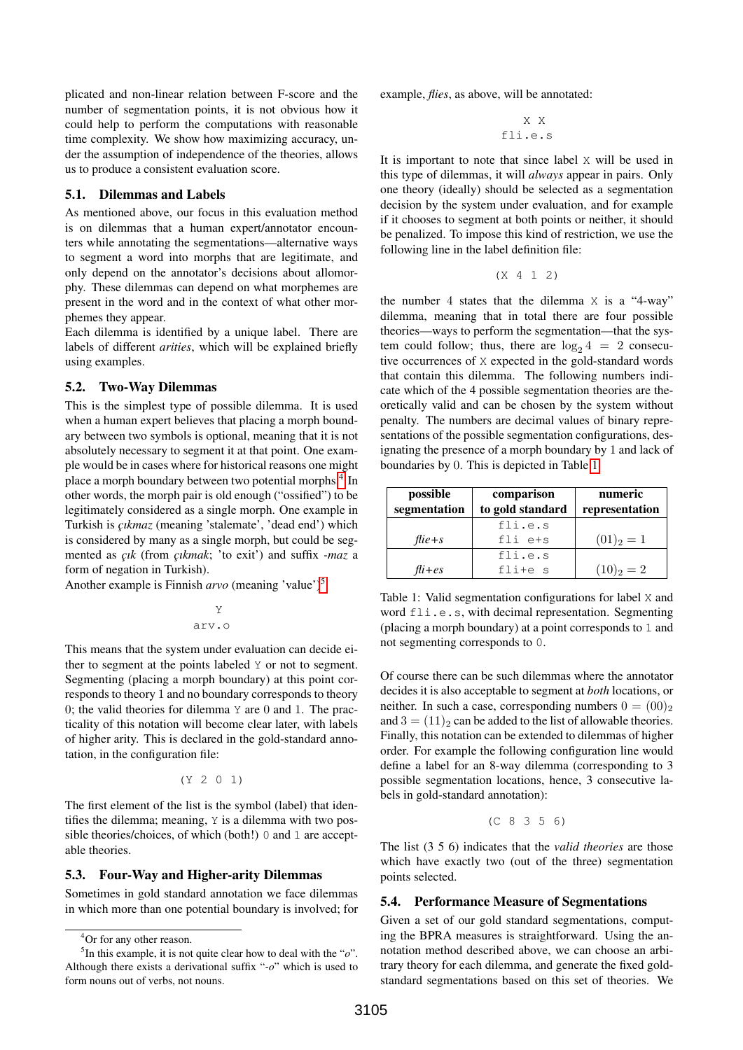plicated and non-linear relation between F-score and the number of segmentation points, it is not obvious how it could help to perform the computations with reasonable time complexity. We show how maximizing accuracy, under the assumption of independence of the theories, allows us to produce a consistent evaluation score.

### 5.1. Dilemmas and Labels

As mentioned above, our focus in this evaluation method is on dilemmas that a human expert/annotator encounters while annotating the segmentations—alternative ways to segment a word into morphs that are legitimate, and only depend on the annotator's decisions about allomorphy. These dilemmas can depend on what morphemes are present in the word and in the context of what other morphemes they appear.

Each dilemma is identified by a unique label. There are labels of different *arities*, which will be explained briefly using examples.

### 5.2. Two-Way Dilemmas

This is the simplest type of possible dilemma. It is used when a human expert believes that placing a morph boundary between two symbols is optional, meaning that it is not absolutely necessary to segment it at that point. One example would be in cases where for historical reasons one might place a morph boundary between two potential morphs.[4] In other words, the morph pair is old enough ("ossified") to be legitimately considered as a single morph. One example in Turkish is *çıkmaz* (meaning 'stalemate', 'dead end') which is considered by many as a single morph, but could be segmented as *çık* (from *çıkmak*; 'to exit') and suffix *-maz* a form of negation in Turkish).

Another example is Finnish *arvo* (meaning 'value').[5]

```
  Y
arv.o
```

This means that the system under evaluation can decide either to segment at the points labeled `Y` or not to segment. Segmenting (placing a morph boundary) at this point corresponds to theory 1 and no boundary corresponds to theory 0; the valid theories for dilemma `Y` are 0 and 1. The practicality of this notation will become clear later, with labels of higher arity. This is declared in the gold-standard annotation, in the configuration file:

```
(Y 2 0 1)
```

The first element of the list is the symbol (label) that identifies the dilemma; meaning, `Y` is a dilemma with two possible theories/choices, of which (both!) `0` and `1` are acceptable theories.

### 5.3. Four-Way and Higher-arity Dilemmas

Sometimes in gold standard annotation we face dilemmas in which more than one potential boundary is involved; for example, *flies*, as above, will be annotated:

```
   X X
fli.e.s
```

It is important to note that since label `X` will be used in this type of dilemmas, it will *always* appear in pairs. Only one theory (ideally) should be selected as a segmentation decision by the system under evaluation, and for example if it chooses to segment at both points or neither, it should be penalized. To impose this kind of restriction, we use the following line in the label definition file:

```
(X 4 1 2)
```

the number 4 states that the dilemma `X` is a "4-way" dilemma, meaning that in total there are four possible theories—ways to perform the segmentation—that the system could follow; thus, there are $\log_2 4 = 2$ consecutive occurrences of `X` expected in the gold-standard words that contain this dilemma. The following numbers indicate which of the 4 possible segmentation theories are theoretically valid and can be chosen by the system without penalty. The numbers are decimal values of binary representations of the possible segmentation configurations, designating the presence of a morph boundary by 1 and lack of boundaries by 0. This is depicted in Table 1.

| possible segmentation | comparison to gold standard | numeric representation |
|---|---|---|
| *flie+s* | `fli.e.s` `fli e+s` | $(01)_2 = 1$ |
| *fli+es* | `fli.e.s` `fli+e s` | $(10)_2 = 2$ |

Table 1: Valid segmentation configurations for label `X` and word `fli.e.s`, with decimal representation. Segmenting (placing a morph boundary) at a point corresponds to `1` and not segmenting corresponds to `0`.

Of course there can be such dilemmas where the annotator decides it is also acceptable to segment at *both* locations, or neither. In such a case, corresponding numbers $0 = (00)_2$ and $3 = (11)_2$ can be added to the list of allowable theories. Finally, this notation can be extended to dilemmas of higher order. For example the following configuration line would define a label for an 8-way dilemma (corresponding to 3 possible segmentation locations, hence, 3 consecutive labels in gold-standard annotation):

```
(C 8 3 5 6)
```

The list (3 5 6) indicates that the *valid theories* are those which have exactly two (out of the three) segmentation points selected.

### 5.4. Performance Measure of Segmentations

Given a set of our gold standard segmentations, computing the BPRA measures is straightforward. Using the annotation method described above, we can choose an arbitrary theory for each dilemma, and generate the fixed gold-standard segmentations based on this set of theories. We

[4] Or for any other reason.

[5] In this example, it is not quite clear how to deal with the "*o*". Although there exists a derivational suffix "*-o*" which is used to form nouns out of verbs, not nouns.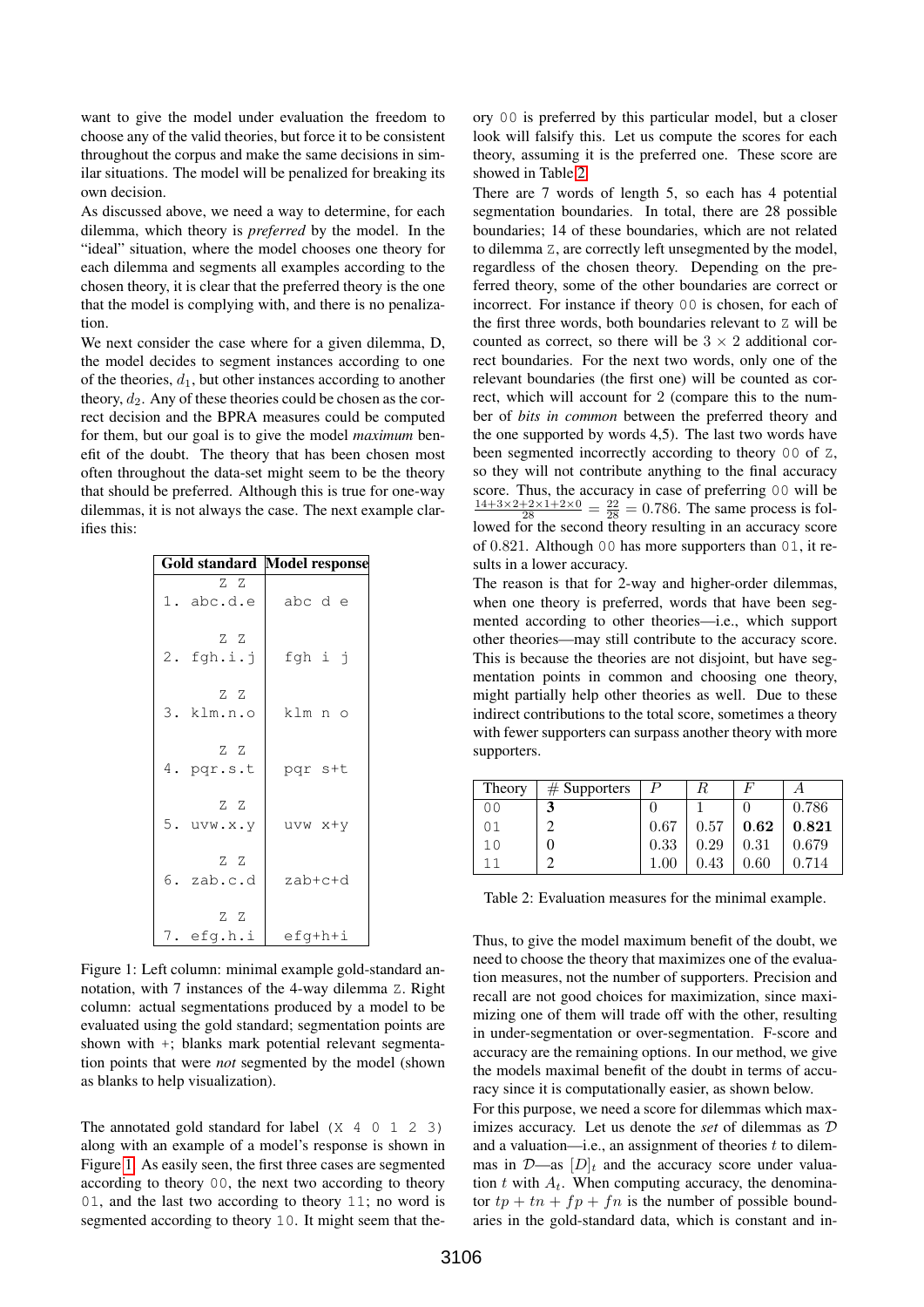want to give the model under evaluation the freedom to choose any of the valid theories, but force it to be consistent throughout the corpus and make the same decisions in similar situations. The model will be penalized for breaking its own decision.

As discussed above, we need a way to determine, for each dilemma, which theory is *preferred* by the model. In the "ideal" situation, where the model chooses one theory for each dilemma and segments all examples according to the chosen theory, it is clear that the preferred theory is the one that the model is complying with, and there is no penalization.

We next consider the case where for a given dilemma, D, the model decides to segment instances according to one of the theories, $d_1$, but other instances according to another theory, $d_2$. Any of these theories could be chosen as the correct decision and the BPRA measures could be computed for them, but our goal is to give the model *maximum* benefit of the doubt. The theory that has been chosen most often throughout the data-set might seem to be the theory that should be preferred. Although this is true for one-way dilemmas, it is not always the case. The next example clarifies this:

| Gold standard | Model response |
|---|---|
| `   Z Z`<br>`1. abc.d.e` | `abc d e` |
| `   Z Z`<br>`2. fgh.i.j` | `fgh i j` |
| `   Z Z`<br>`3. klm.n.o` | `klm n o` |
| `   Z Z`<br>`4. pqr.s.t` | `pqr s+t` |
| `   Z Z`<br>`5. uvw.x.y` | `uvw x+y` |
| `   Z Z`<br>`6. zab.c.d` | `zab+c+d` |
| `   Z Z`<br>`7. efg.h.i` | `efg+h+i` |

Figure 1: Left column: minimal example gold-standard annotation, with 7 instances of the 4-way dilemma Z. Right column: actual segmentations produced by a model to be evaluated using the gold standard; segmentation points are shown with +; blanks mark potential relevant segmentation points that were *not* segmented by the model (shown as blanks to help visualization).

The annotated gold standard for label `(X 4 0 1 2 3)` along with an example of a model's response is shown in Figure 1. As easily seen, the first three cases are segmented according to theory `00`, the next two according to theory `01`, and the last two according to theory `11`; no word is segmented according to theory `10`. It might seem that theory `00` is preferred by this particular model, but a closer look will falsify this. Let us compute the scores for each theory, assuming it is the preferred one. These score are showed in Table 2.

There are 7 words of length 5, so each has 4 potential segmentation boundaries. In total, there are 28 possible boundaries; 14 of these boundaries, which are not related to dilemma Z, are correctly left unsegmented by the model, regardless of the chosen theory. Depending on the preferred theory, some of the other boundaries are correct or incorrect. For instance if theory `00` is chosen, for each of the first three words, both boundaries relevant to Z will be counted as correct, so there will be $3 \times 2$ additional correct boundaries. For the next two words, only one of the relevant boundaries (the first one) will be counted as correct, which will account for 2 (compare this to the number of *bits in common* between the preferred theory and the one supported by words 4,5). The last two words have been segmented incorrectly according to theory `00` of Z, so they will not contribute anything to the final accuracy score. Thus, the accuracy in case of preferring `00` will be $\frac{14+3\times2+2\times1+2\times0}{28} = \frac{22}{28} = 0.786$. The same process is followed for the second theory resulting in an accuracy score of 0.821. Although `00` has more supporters than `01`, it results in a lower accuracy.

The reason is that for 2-way and higher-order dilemmas, when one theory is preferred, words that have been segmented according to other theories—i.e., which support other theories—may still contribute to the accuracy score. This is because the theories are not disjoint, but have segmentation points in common and choosing one theory, might partially help other theories as well. Due to these indirect contributions to the total score, sometimes a theory with fewer supporters can surpass another theory with more supporters.

| Theory | # Supporters | $P$ | $R$ | $F$ | $A$ |
|---|---|---|---|---|---|
| `00` | **3** | 0 | 1 | 0 | 0.786 |
| `01` | 2 | 0.67 | 0.57 | **0.62** | **0.821** |
| `10` | 0 | 0.33 | 0.29 | 0.31 | 0.679 |
| `11` | 2 | 1.00 | 0.43 | 0.60 | 0.714 |

Table 2: Evaluation measures for the minimal example.

Thus, to give the model maximum benefit of the doubt, we need to choose the theory that maximizes one of the evaluation measures, not the number of supporters. Precision and recall are not good choices for maximization, since maximizing one of them will trade off with the other, resulting in under-segmentation or over-segmentation. F-score and accuracy are the remaining options. In our method, we give the models maximal benefit of the doubt in terms of accuracy since it is computationally easier, as shown below.

For this purpose, we need a score for dilemmas that maximizes accuracy. Let us denote the *set* of dilemmas as $\mathcal{D}$ and a valuation—i.e., an assignment of theories $t$ to dilemmas in $\mathcal{D}$—as $[D]_t$ and the accuracy score under valuation $t$ with $A_t$. When computing accuracy, the denominator $tp + tn + fp + fn$ is the number of possible boundaries in the gold-standard data, which is constant and in-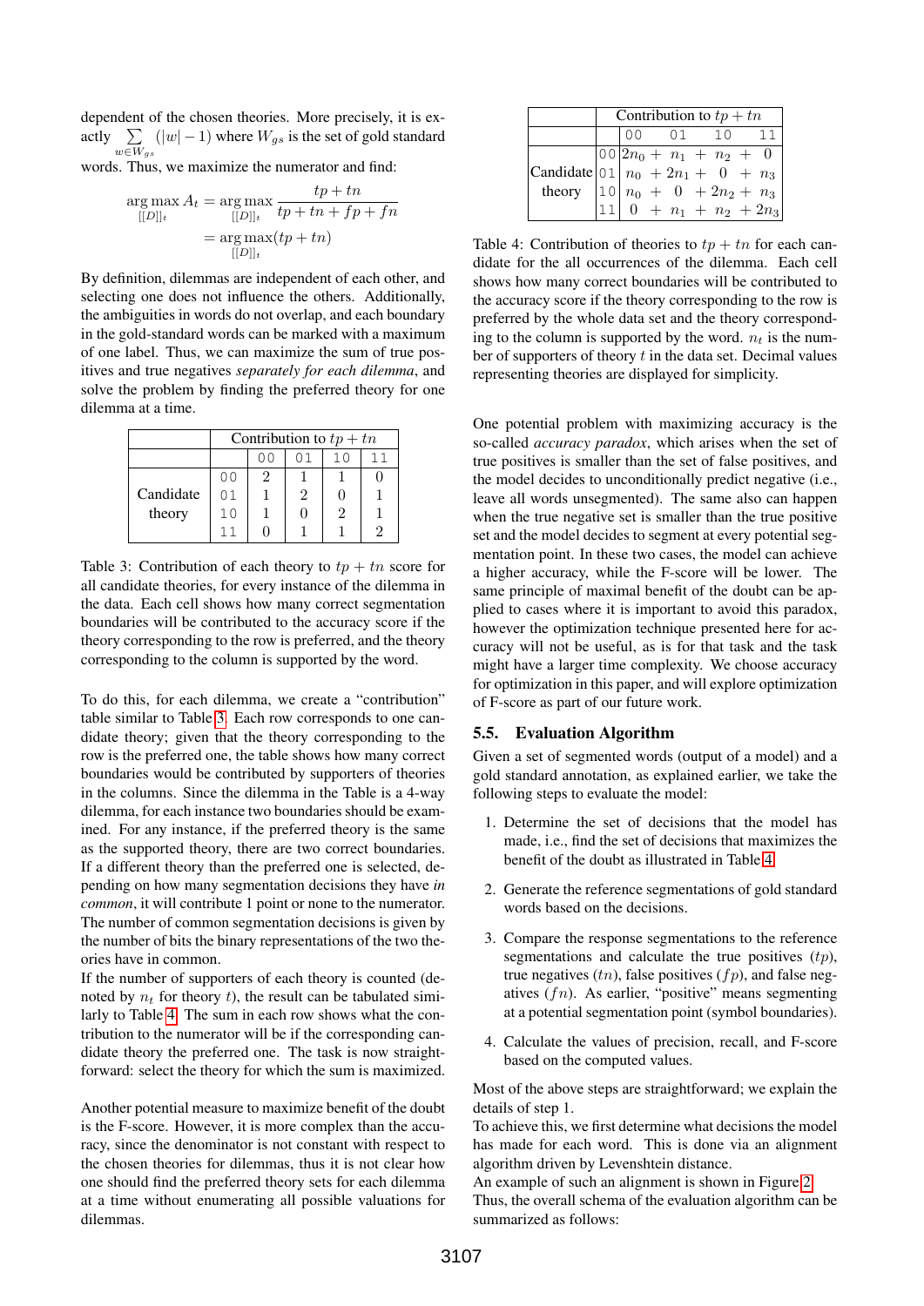dependent of the chosen theories. More precisely, it is exactly $\sum_{w \in W_{gs}} (|w| - 1)$ where $W_{gs}$ is the set of gold standard words. Thus, we maximize the numerator and find:

$$\arg\max_{[[D]]_t} A_t = \arg\max_{[[D]]_t} \frac{tp + tn}{tp + tn + fp + fn} = \arg\max_{[[D]]_t} (tp + tn)$$

By definition, dilemmas are independent of each other, and selecting one does not influence the others. Additionally, the ambiguities in words do not overlap, and each boundary in the gold-standard words can be marked with a maximum of one label. Thus, we can maximize the sum of true positives and true negatives *separately for each dilemma*, and solve the problem by finding the preferred theory for one dilemma at a time.

| | | Contribution to $tp + tn$ | | | |
|---|---|---|---|---|---|
| | | 00 | 01 | 10 | 11 |
| Candidate theory | 00 | 2 | 1 | 1 | 0 |
| | 01 | 1 | 2 | 0 | 1 |
| | 10 | 1 | 0 | 2 | 1 |
| | 11 | 0 | 1 | 1 | 2 |

Table 3: Contribution of each theory to $tp + tn$ score for all candidate theories, for every instance of the dilemma in the data. Each cell shows how many correct segmentation boundaries will be contributed to the accuracy score if the theory corresponding to the row is preferred, and the theory corresponding to the column is supported by the word.

To do this, for each dilemma, we create a "contribution" table similar to Table 3. Each row corresponds to one candidate theory; given that the theory corresponding to the row is the preferred one, the table shows how many correct boundaries would be contributed by supporters of theories in the columns. Since the dilemma in the Table is a 4-way dilemma, for each instance two boundaries should be examined. For any instance, if the preferred theory is the same as the supported theory, there are two correct boundaries. If a different theory than the preferred one is selected, depending on how many segmentation decisions they have *in common*, it will contribute 1 point or none to the numerator. The number of common segmentation decisions is given by the number of bits the binary representations of the two theories have in common.

If the number of supporters of each theory is counted (denoted by $n_t$ for theory $t$), the result can be tabulated similarly to Table 4. The sum in each row shows what the contribution to the numerator will be if the corresponding candidate theory the preferred one. The task is now straightforward: select the theory for which the sum is maximized.

Another potential measure to maximize benefit of the doubt is the F-score. However, it is more complex than the accuracy, since the denominator is not constant with respect to the chosen theories for dilemmas, thus it is not clear how one should find the preferred theory sets for each dilemma at a time without enumerating all possible valuations for dilemmas.

| | | Contribution to $tp + tn$ | | | |
|---|---|---|---|---|---|
| | | 00 | 01 | 10 | 11 |
| Candidate theory | 00 | $2n_0$ + | $n_1$ + | $n_2$ + | 0 |
| | 01 | $n_0$ + | $2n_1$ + | 0 + | $n_3$ |
| | 10 | $n_0$ + | 0 + | $2n_2$ + | $n_3$ |
| | 11 | 0 + | $n_1$ + | $n_2$ + | $2n_3$ |

Table 4: Contribution of theories to $tp + tn$ for each candidate for the all occurrences of the dilemma. Each cell shows how many correct boundaries will be contributed to the accuracy score if the theory corresponding to the row is preferred by the whole data set and the theory corresponding to the column is supported by the word. $n_t$ is the number of supporters of theory $t$ in the data set. Decimal values representing theories are displayed for simplicity.

One potential problem with maximizing accuracy is the so-called *accuracy paradox*, which arises when the set of true positives is smaller than the set of false positives, and the model decides to unconditionally predict negative (i.e., leave all words unsegmented). The same also can happen when the true negative set is smaller than the true positive set and the model decides to segment at every potential segmentation point. In these two cases, the model can achieve a higher accuracy, while the F-score will be lower. The same principle of maximal benefit of the doubt can be applied to cases where it is important to avoid this paradox, however the optimization technique presented here for accuracy will not be useful, as is for that task and the task might have a larger time complexity. We choose accuracy for optimization in this paper, and will explore optimization of F-score as part of our future work.

### 5.5. Evaluation Algorithm

Given a set of segmented words (output of a model) and a gold standard annotation, as explained earlier, we take the following steps to evaluate the model:

1. Determine the set of decisions that the model has made, i.e., find the set of decisions that maximizes the benefit of the doubt as illustrated in Table 4.
2. Generate the reference segmentations of gold standard words based on the decisions.
3. Compare the response segmentations to the reference segmentations and calculate the true positives ($tp$), true negatives ($tn$), false positives ($fp$), and false negatives ($fn$). As earlier, "positive" means segmenting at a potential segmentation point (symbol boundaries).
4. Calculate the values of precision, recall, and F-score based on the computed values.

Most of the above steps are straightforward; we explain the details of step 1.

To achieve this, we first determine what decisions the model has made for each word. This is done via an alignment algorithm driven by Levenshtein distance.

An example of such an alignment is shown in Figure 2.

Thus, the overall schema of the evaluation algorithm can be summarized as follows: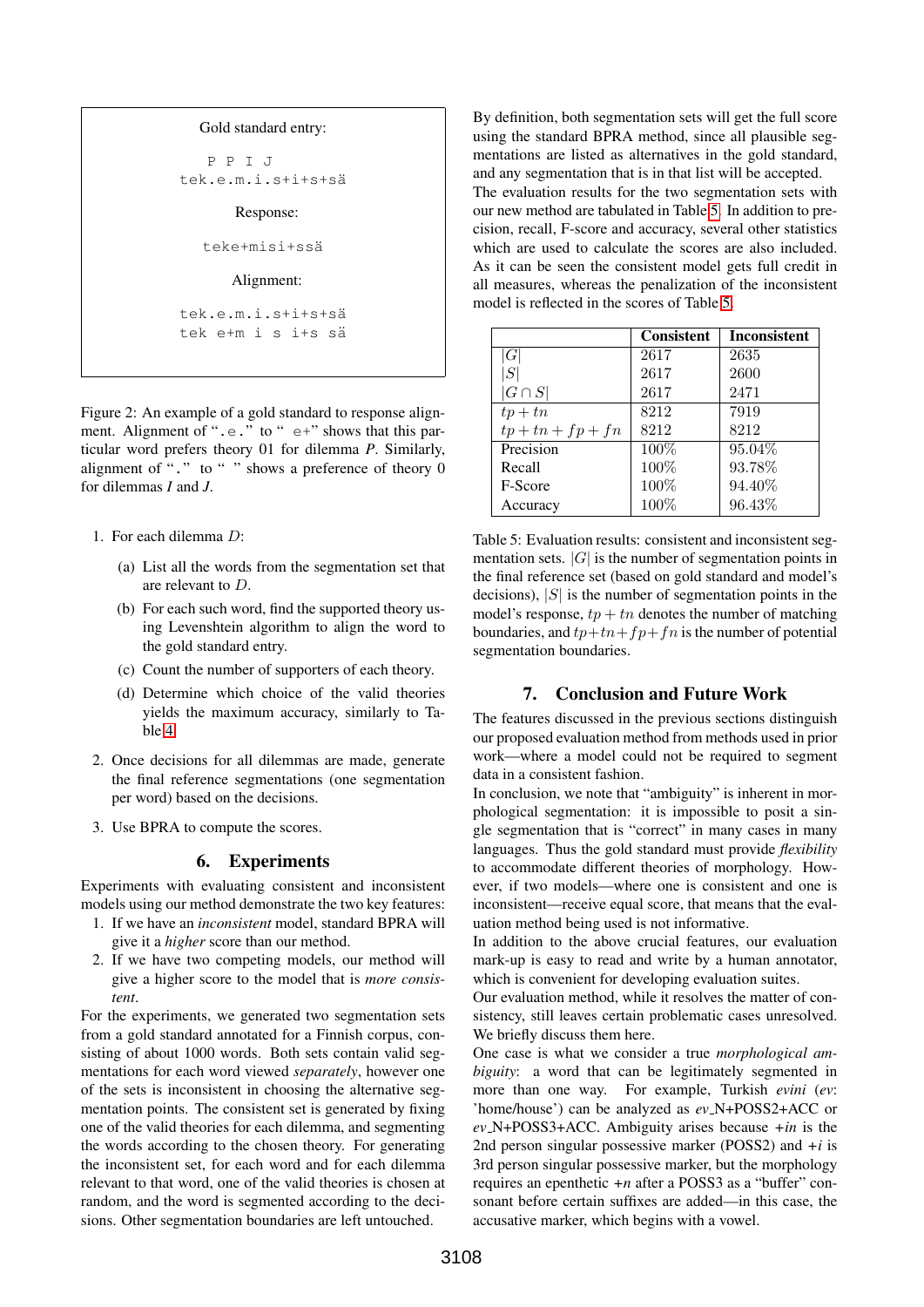Gold standard entry:

```
  P  P  I  J
tek.e.m.i.s+i+s+sä
```

Response:

```
teke+misi+ssä
```

Alignment:

```
tek.e.m.i.s+i+s+sä
tek e+m i s i+s sä
```

Figure 2: An example of a gold standard to response alignment. Alignment of "`.e.`" to "`e+`" shows that this particular word prefers theory 01 for dilemma *P*. Similarly, alignment of "`.`" to "` `" shows a preference of theory 0 for dilemmas *I* and *J*.

1. For each dilemma *D*:
   (a) List all the words from the segmentation set that are relevant to *D*.
   (b) For each such word, find the supported theory using Levenshtein algorithm to align the word to the gold standard entry.
   (c) Count the number of supporters of each theory.
   (d) Determine which choice of the valid theories yields the maximum accuracy, similarly to Table 4.
2. Once decisions for all dilemmas are made, generate the final reference segmentations (one segmentation per word) based on the decisions.
3. Use BPRA to compute the scores.

## 6. Experiments

Experiments with evaluating consistent and inconsistent models using our method demonstrate the two key features:

1. If we have an *inconsistent* model, standard BPRA will give it a *higher* score than our method.
2. If we have two competing models, our method will give a higher score to the model that is *more consistent*.

For the experiments, we generated two segmentation sets from a gold standard annotated for a Finnish corpus, consisting of about 1000 words. Both sets contain valid segmentations for each word viewed *separately*, however one of the sets is inconsistent in choosing the alternative segmentation points. The consistent set is generated by fixing one of the valid theories for each dilemma, and segmenting the words according to the chosen theory. For generating the inconsistent set, for each word and for each dilemma relevant to that word, one of the valid theories is chosen at random, and the word is segmented according to the decisions. Other segmentation boundaries are left untouched.

By definition, both segmentation sets will get the full score using the standard BPRA method, since all plausible segmentations are listed as alternatives in the gold standard, and any segmentation that is in that list will be accepted. The evaluation results for the two segmentation sets with our new method are tabulated in Table 5. In addition to precision, recall, F-score and accuracy, several other statistics which are used to calculate the scores are also included. As it can be seen the consistent model gets full credit in all measures, whereas the penalization of the inconsistent model is reflected in the scores of Table 5.

| | **Consistent** | **Inconsistent** |
|---|---|---|
| $\|G\|$ | 2617 | 2635 |
| $\|S\|$ | 2617 | 2600 |
| $\|G \cap S\|$ | 2617 | 2471 |
| $tp + tn$ | 8212 | 7919 |
| $tp + tn + fp + fn$ | 8212 | 8212 |
| Precision | 100% | 95.04% |
| Recall | 100% | 93.78% |
| F-Score | 100% | 94.40% |
| Accuracy | 100% | 96.43% |

Table 5: Evaluation results: consistent and inconsistent segmentation sets. $|G|$ is the number of segmentation points in the final reference set (based on gold standard and model's decisions), $|S|$ is the number of segmentation points in the model's response, $tp + tn$ denotes the number of matching boundaries, and $tp+tn+fp+fn$ is the number of potential segmentation boundaries.

## 7. Conclusion and Future Work

The features discussed in the previous sections distinguish our proposed evaluation method from methods used in prior work—where a model could not be required to segment data in a consistent fashion.

In conclusion, we note that "ambiguity" is inherent in morphological segmentation: it is impossible to posit a single segmentation that is "correct" in many cases in many languages. Thus the gold standard must provide *flexibility* to accommodate different theories of morphology. However, if two models—where one is consistent and one is inconsistent—receive equal score, that means that the evaluation method being used is not informative.

In addition to the above crucial features, our evaluation mark-up is easy to read and write by a human annotator, which is convenient for developing evaluation suites.

Our evaluation method, while it resolves the matter of consistency, still leaves certain problematic cases unresolved. We briefly discuss them here.

One case is what we consider a true *morphological ambiguity*: a word that can be legitimately segmented in more than one way. For example, Turkish *evini* (*ev*: 'home/house') can be analyzed as *ev*_N+POSS2+ACC or *ev*_N+POSS3+ACC. Ambiguity arises because *+in* is the 2nd person singular possessive marker (POSS2) and *+i* is 3rd person singular possessive marker, but the morphology requires an epenthetic *+n* after a POSS3 as a "buffer" consonant before certain suffixes are added—in this case, the accusative marker, which begins with a vowel.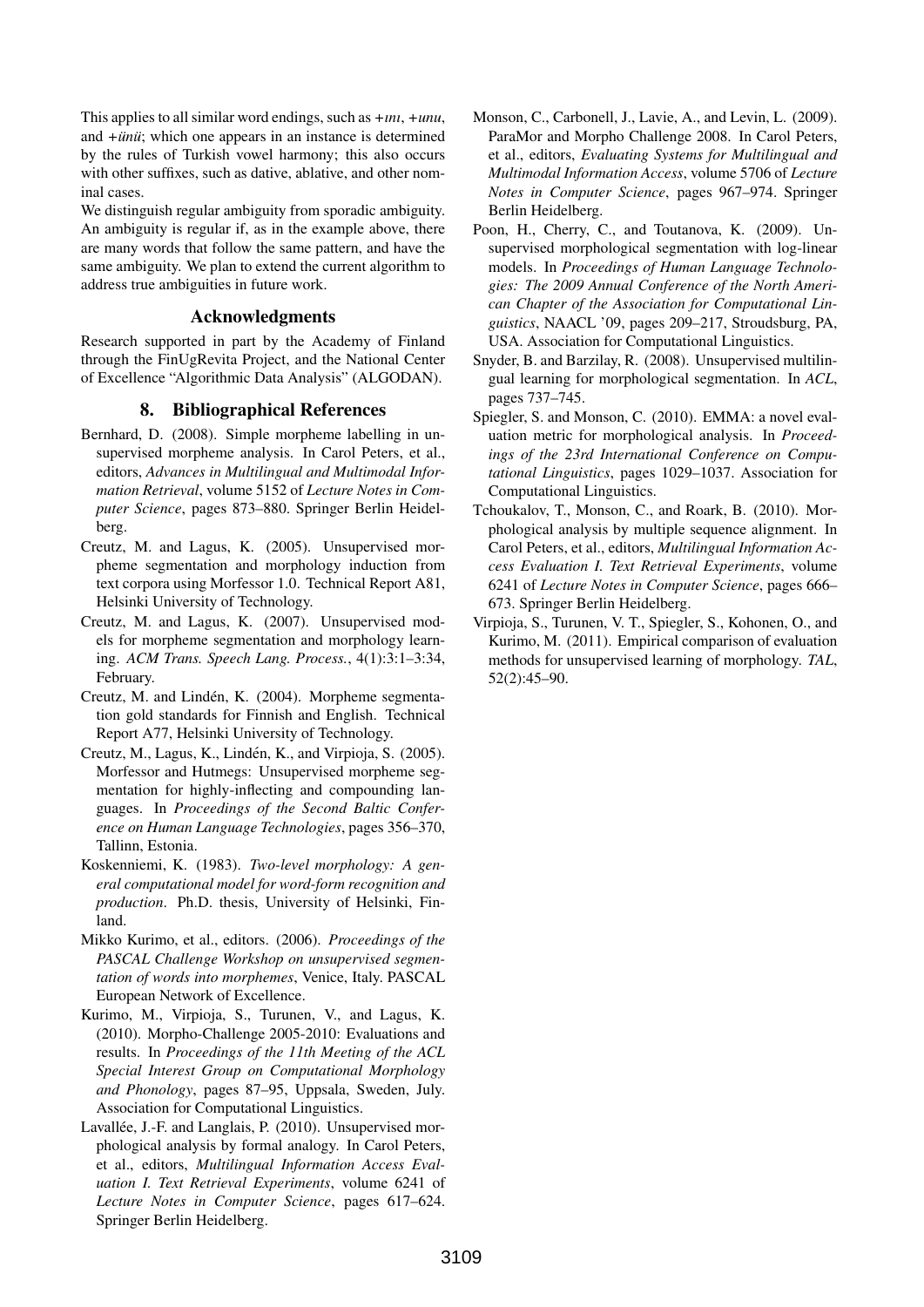This applies to all similar word endings, such as *+ını*, *+unu*, and *+ünü*; which one appears in an instance is determined by the rules of Turkish vowel harmony; this also occurs with other suffixes, such as dative, ablative, and other nominal cases.

We distinguish regular ambiguity from sporadic ambiguity. An ambiguity is regular if, as in the example above, there are many words that follow the same pattern, and have the same ambiguity. We plan to extend the current algorithm to address true ambiguities in future work.

## Acknowledgments

Research supported in part by the Academy of Finland through the FinUgRevita Project, and the National Center of Excellence "Algorithmic Data Analysis" (ALGODAN).

## 8. Bibliographical References

Bernhard, D. (2008). Simple morpheme labelling in unsupervised morpheme analysis. In Carol Peters, et al., editors, *Advances in Multilingual and Multimodal Information Retrieval*, volume 5152 of *Lecture Notes in Computer Science*, pages 873–880. Springer Berlin Heidelberg.

Creutz, M. and Lagus, K. (2005). Unsupervised morpheme segmentation and morphology induction from text corpora using Morfessor 1.0. Technical Report A81, Helsinki University of Technology.

Creutz, M. and Lagus, K. (2007). Unsupervised models for morpheme segmentation and morphology learning. *ACM Trans. Speech Lang. Process.*, 4(1):3:1–3:34, February.

Creutz, M. and Lindén, K. (2004). Morpheme segmentation gold standards for Finnish and English. Technical Report A77, Helsinki University of Technology.

Creutz, M., Lagus, K., Lindén, K., and Virpioja, S. (2005). Morfessor and Hutmegs: Unsupervised morpheme segmentation for highly-inflecting and compounding languages. In *Proceedings of the Second Baltic Conference on Human Language Technologies*, pages 356–370, Tallinn, Estonia.

Koskenniemi, K. (1983). *Two-level morphology: A general computational model for word-form recognition and production*. Ph.D. thesis, University of Helsinki, Finland.

Mikko Kurimo, et al., editors. (2006). *Proceedings of the PASCAL Challenge Workshop on unsupervised segmentation of words into morphemes*, Venice, Italy. PASCAL European Network of Excellence.

Kurimo, M., Virpioja, S., Turunen, V., and Lagus, K. (2010). Morpho-Challenge 2005-2010: Evaluations and results. In *Proceedings of the 11th Meeting of the ACL Special Interest Group on Computational Morphology and Phonology*, pages 87–95, Uppsala, Sweden, July. Association for Computational Linguistics.

Lavallée, J.-F. and Langlais, P. (2010). Unsupervised morphological analysis by formal analogy. In Carol Peters, et al., editors, *Multilingual Information Access Evaluation I. Text Retrieval Experiments*, volume 6241 of *Lecture Notes in Computer Science*, pages 617–624. Springer Berlin Heidelberg.

Monson, C., Carbonell, J., Lavie, A., and Levin, L. (2009). ParaMor and Morpho Challenge 2008. In Carol Peters, et al., editors, *Evaluating Systems for Multilingual and Multimodal Information Access*, volume 5706 of *Lecture Notes in Computer Science*, pages 967–974. Springer Berlin Heidelberg.

Poon, H., Cherry, C., and Toutanova, K. (2009). Unsupervised morphological segmentation with log-linear models. In *Proceedings of Human Language Technologies: The 2009 Annual Conference of the North American Chapter of the Association for Computational Linguistics*, NAACL '09, pages 209–217, Stroudsburg, PA, USA. Association for Computational Linguistics.

Snyder, B. and Barzilay, R. (2008). Unsupervised multilingual learning for morphological segmentation. In *ACL*, pages 737–745.

Spiegler, S. and Monson, C. (2010). EMMA: a novel evaluation metric for morphological analysis. In *Proceedings of the 23rd International Conference on Computational Linguistics*, pages 1029–1037. Association for Computational Linguistics.

Tchoukalov, T., Monson, C., and Roark, B. (2010). Morphological analysis by multiple sequence alignment. In Carol Peters, et al., editors, *Multilingual Information Access Evaluation I. Text Retrieval Experiments*, volume 6241 of *Lecture Notes in Computer Science*, pages 666–673. Springer Berlin Heidelberg.

Virpioja, S., Turunen, V. T., Spiegler, S., Kohonen, O., and Kurimo, M. (2011). Empirical comparison of evaluation methods for unsupervised learning of morphology. *TAL*, 52(2):45–90.